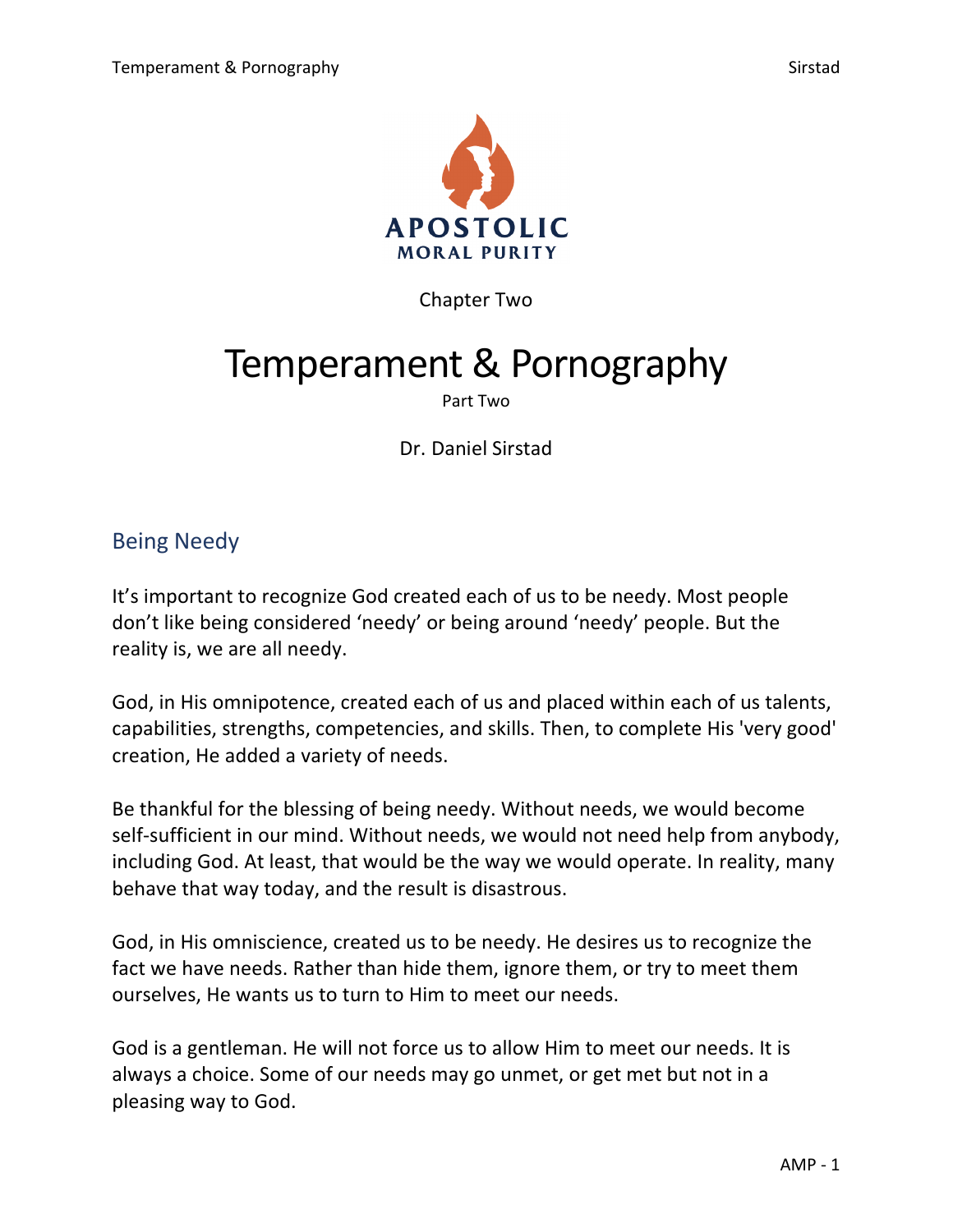APOSTOLIC
MORAL PURITY

Chapter Two

# Temperament & Pornography

Part Two

Dr. Daniel Sirstad

## Being Needy

It's important to recognize God created each of us to be needy. Most people don't like being considered 'needy' or being around 'needy' people. But the reality is, we are all needy.

God, in His omnipotence, created each of us and placed within each of us talents, capabilities, strengths, competencies, and skills. Then, to complete His 'very good' creation, He added a variety of needs.

Be thankful for the blessing of being needy. Without needs, we would become self-sufficient in our mind. Without needs, we would not need help from anybody, including God. At least, that would be the way we would operate. In reality, many behave that way today, and the result is disastrous.

God, in His omniscience, created us to be needy. He desires us to recognize the fact we have needs. Rather than hide them, ignore them, or try to meet them ourselves, He wants us to turn to Him to meet our needs.

God is a gentleman. He will not force us to allow Him to meet our needs. It is always a choice. Some of our needs may go unmet, or get met but not in a pleasing way to God.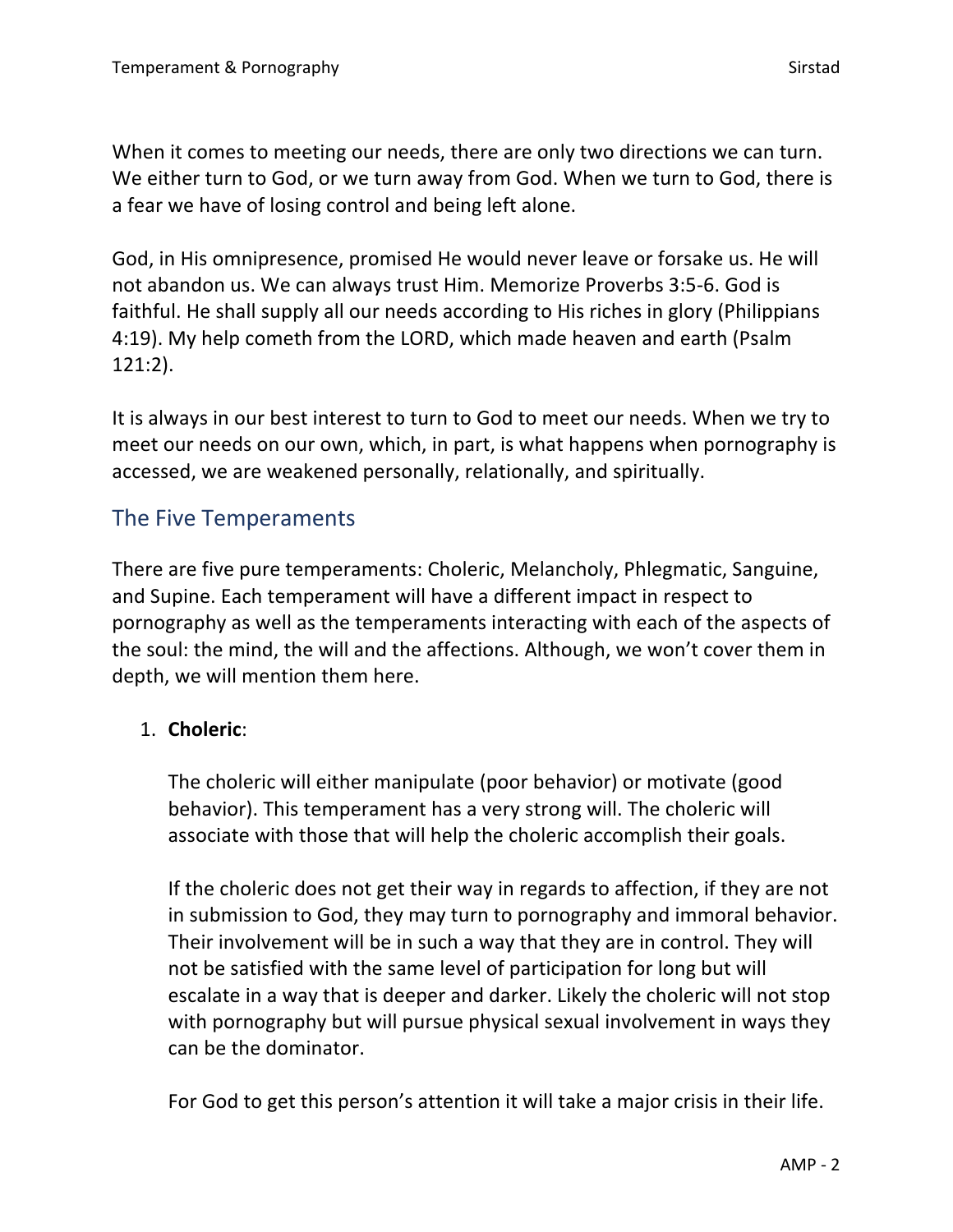When it comes to meeting our needs, there are only two directions we can turn. We either turn to God, or we turn away from God. When we turn to God, there is a fear we have of losing control and being left alone.

God, in His omnipresence, promised He would never leave or forsake us. He will not abandon us. We can always trust Him. Memorize Proverbs 3:5-6. God is faithful. He shall supply all our needs according to His riches in glory (Philippians 4:19). My help cometh from the LORD, which made heaven and earth (Psalm 121:2).

It is always in our best interest to turn to God to meet our needs. When we try to meet our needs on our own, which, in part, is what happens when pornography is accessed, we are weakened personally, relationally, and spiritually.

## The Five Temperaments

There are five pure temperaments: Choleric, Melancholy, Phlegmatic, Sanguine, and Supine. Each temperament will have a different impact in respect to pornography as well as the temperaments interacting with each of the aspects of the soul: the mind, the will and the affections. Although, we won't cover them in depth, we will mention them here.

1. **Choleric**:

   The choleric will either manipulate (poor behavior) or motivate (good behavior). This temperament has a very strong will. The choleric will associate with those that will help the choleric accomplish their goals.

   If the choleric does not get their way in regards to affection, if they are not in submission to God, they may turn to pornography and immoral behavior. Their involvement will be in such a way that they are in control. They will not be satisfied with the same level of participation for long but will escalate in a way that is deeper and darker. Likely the choleric will not stop with pornography but will pursue physical sexual involvement in ways they can be the dominator.

   For God to get this person's attention it will take a major crisis in their life.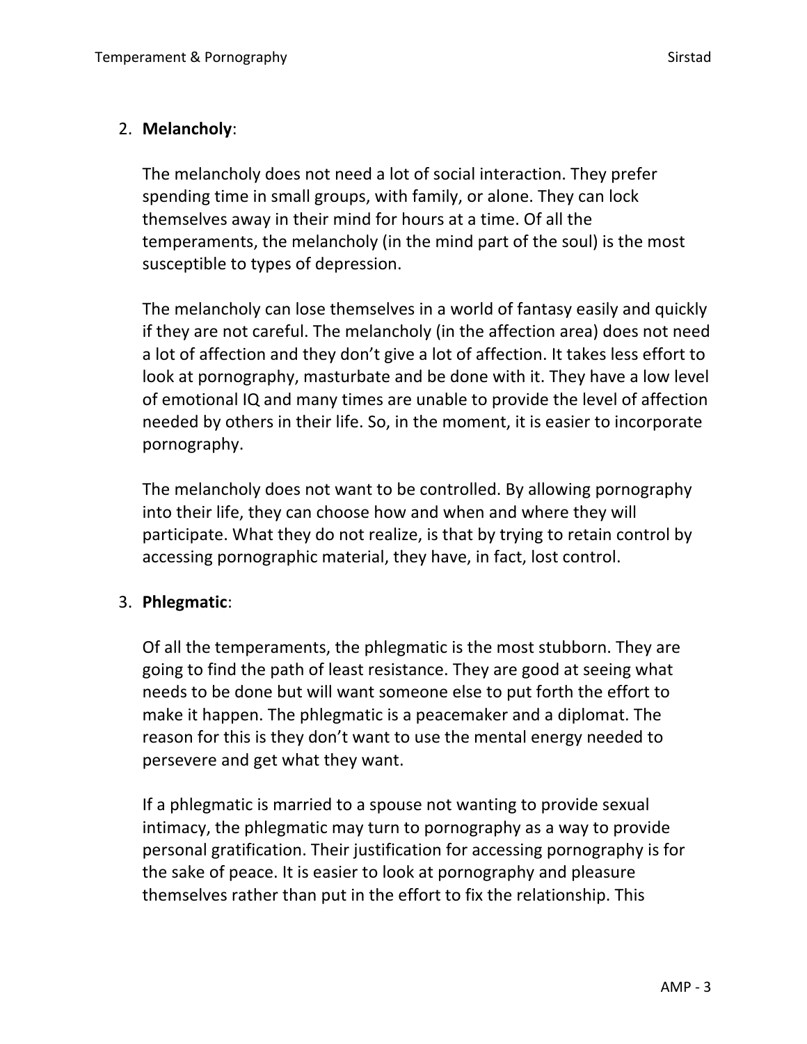2. **Melancholy**:

   The melancholy does not need a lot of social interaction. They prefer spending time in small groups, with family, or alone. They can lock themselves away in their mind for hours at a time. Of all the temperaments, the melancholy (in the mind part of the soul) is the most susceptible to types of depression.

   The melancholy can lose themselves in a world of fantasy easily and quickly if they are not careful. The melancholy (in the affection area) does not need a lot of affection and they don't give a lot of affection. It takes less effort to look at pornography, masturbate and be done with it. They have a low level of emotional IQ and many times are unable to provide the level of affection needed by others in their life. So, in the moment, it is easier to incorporate pornography.

   The melancholy does not want to be controlled. By allowing pornography into their life, they can choose how and when and where they will participate. What they do not realize, is that by trying to retain control by accessing pornographic material, they have, in fact, lost control.

3. **Phlegmatic**:

   Of all the temperaments, the phlegmatic is the most stubborn. They are going to find the path of least resistance. They are good at seeing what needs to be done but will want someone else to put forth the effort to make it happen. The phlegmatic is a peacemaker and a diplomat. The reason for this is they don't want to use the mental energy needed to persevere and get what they want.

   If a phlegmatic is married to a spouse not wanting to provide sexual intimacy, the phlegmatic may turn to pornography as a way to provide personal gratification. Their justification for accessing pornography is for the sake of peace. It is easier to look at pornography and pleasure themselves rather than put in the effort to fix the relationship. This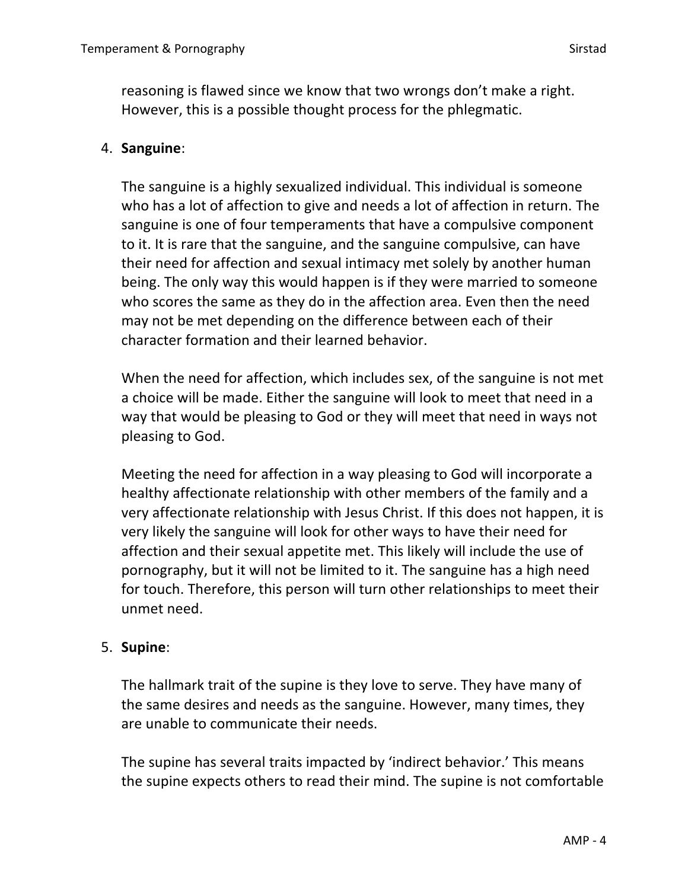reasoning is flawed since we know that two wrongs don't make a right. However, this is a possible thought process for the phlegmatic.

4. **Sanguine**:

   The sanguine is a highly sexualized individual. This individual is someone who has a lot of affection to give and needs a lot of affection in return. The sanguine is one of four temperaments that have a compulsive component to it. It is rare that the sanguine, and the sanguine compulsive, can have their need for affection and sexual intimacy met solely by another human being. The only way this would happen is if they were married to someone who scores the same as they do in the affection area. Even then the need may not be met depending on the difference between each of their character formation and their learned behavior.

   When the need for affection, which includes sex, of the sanguine is not met a choice will be made. Either the sanguine will look to meet that need in a way that would be pleasing to God or they will meet that need in ways not pleasing to God.

   Meeting the need for affection in a way pleasing to God will incorporate a healthy affectionate relationship with other members of the family and a very affectionate relationship with Jesus Christ. If this does not happen, it is very likely the sanguine will look for other ways to have their need for affection and their sexual appetite met. This likely will include the use of pornography, but it will not be limited to it. The sanguine has a high need for touch. Therefore, this person will turn other relationships to meet their unmet need.

5. **Supine**:

   The hallmark trait of the supine is they love to serve. They have many of the same desires and needs as the sanguine. However, many times, they are unable to communicate their needs.

   The supine has several traits impacted by 'indirect behavior.' This means the supine expects others to read their mind. The supine is not comfortable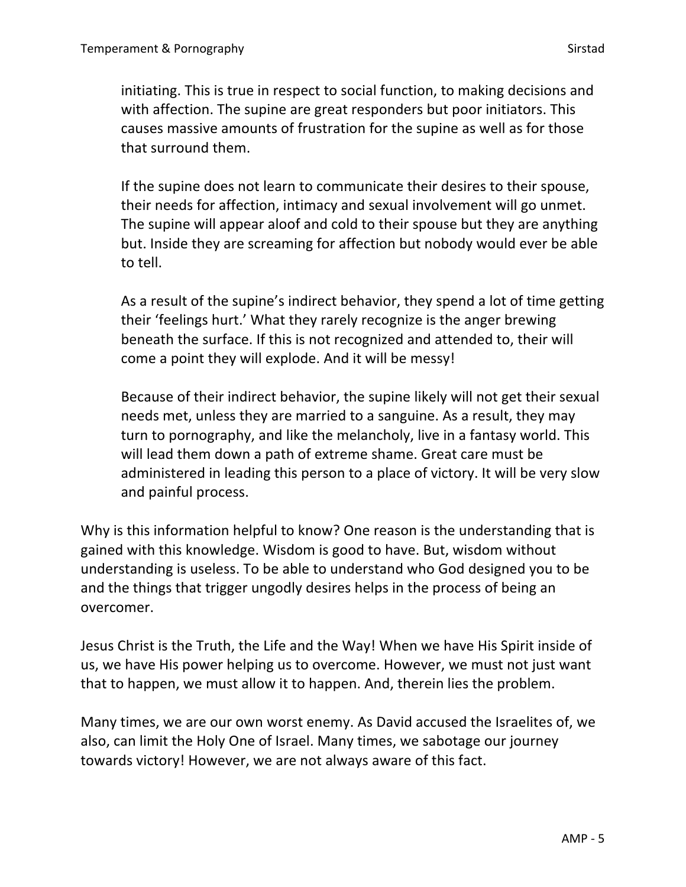initiating. This is true in respect to social function, to making decisions and with affection. The supine are great responders but poor initiators. This causes massive amounts of frustration for the supine as well as for those that surround them.

If the supine does not learn to communicate their desires to their spouse, their needs for affection, intimacy and sexual involvement will go unmet. The supine will appear aloof and cold to their spouse but they are anything but. Inside they are screaming for affection but nobody would ever be able to tell.

As a result of the supine's indirect behavior, they spend a lot of time getting their 'feelings hurt.' What they rarely recognize is the anger brewing beneath the surface. If this is not recognized and attended to, their will come a point they will explode. And it will be messy!

Because of their indirect behavior, the supine likely will not get their sexual needs met, unless they are married to a sanguine. As a result, they may turn to pornography, and like the melancholy, live in a fantasy world. This will lead them down a path of extreme shame. Great care must be administered in leading this person to a place of victory. It will be very slow and painful process.

Why is this information helpful to know? One reason is the understanding that is gained with this knowledge. Wisdom is good to have. But, wisdom without understanding is useless. To be able to understand who God designed you to be and the things that trigger ungodly desires helps in the process of being an overcomer.

Jesus Christ is the Truth, the Life and the Way! When we have His Spirit inside of us, we have His power helping us to overcome. However, we must not just want that to happen, we must allow it to happen. And, therein lies the problem.

Many times, we are our own worst enemy. As David accused the Israelites of, we also, can limit the Holy One of Israel. Many times, we sabotage our journey towards victory! However, we are not always aware of this fact.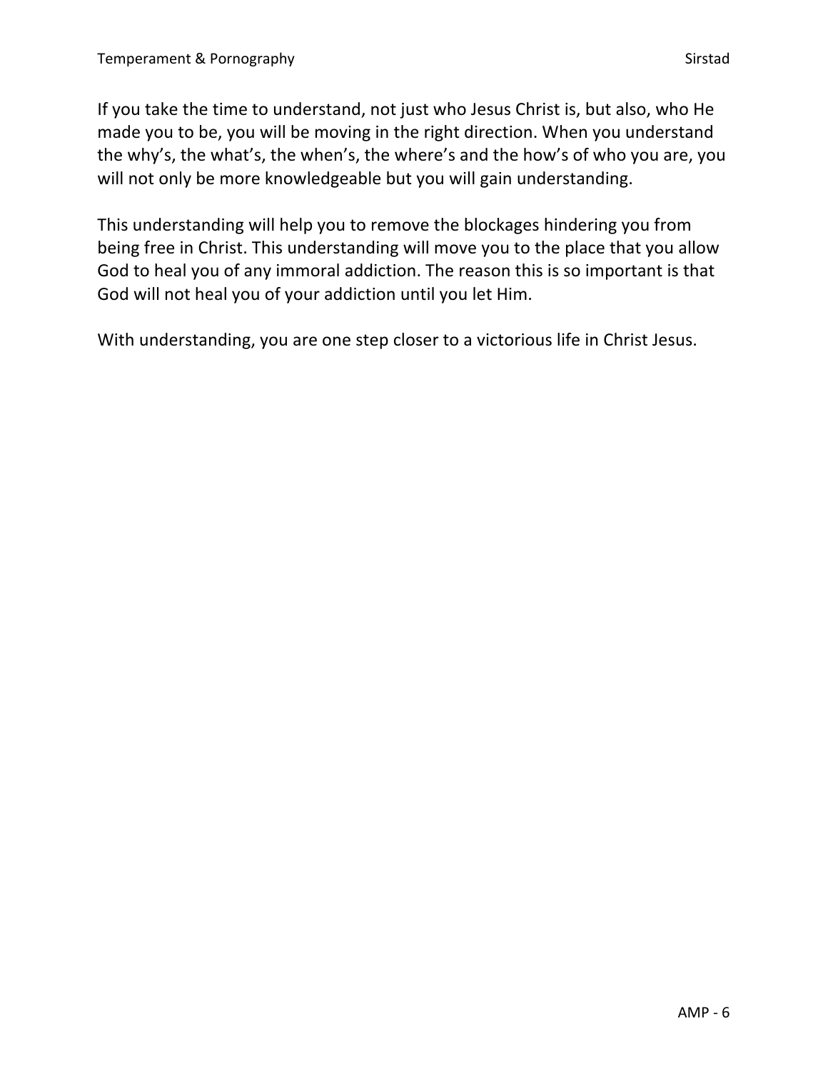If you take the time to understand, not just who Jesus Christ is, but also, who He made you to be, you will be moving in the right direction. When you understand the why's, the what's, the when's, the where's and the how's of who you are, you will not only be more knowledgeable but you will gain understanding.

This understanding will help you to remove the blockages hindering you from being free in Christ. This understanding will move you to the place that you allow God to heal you of any immoral addiction. The reason this is so important is that God will not heal you of your addiction until you let Him.

With understanding, you are one step closer to a victorious life in Christ Jesus.